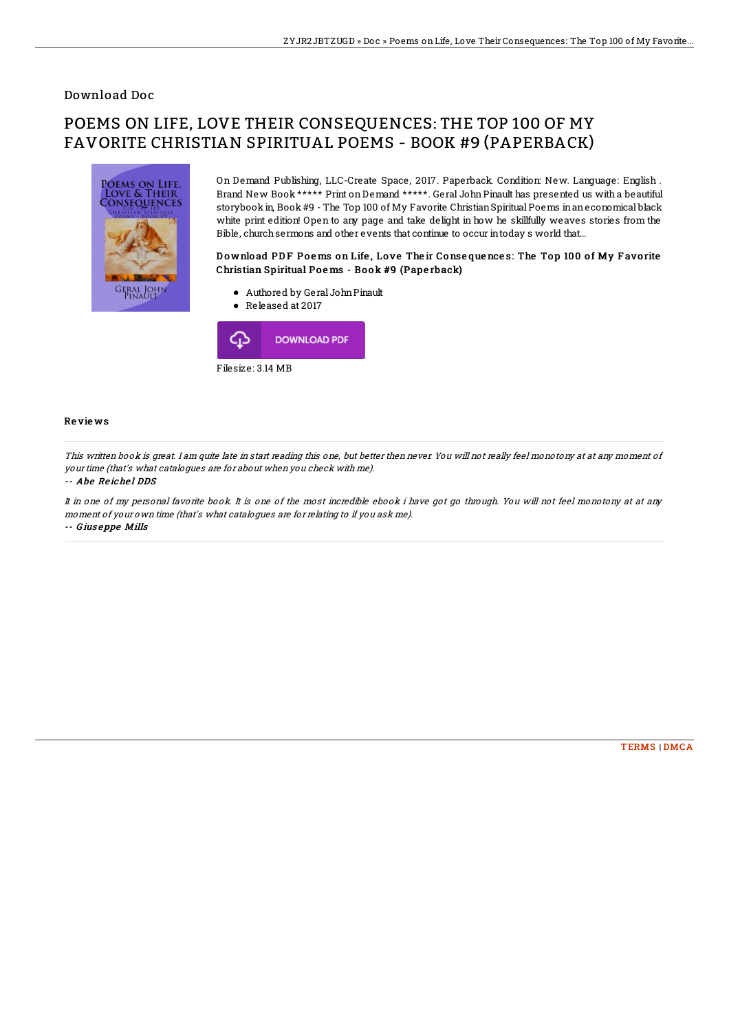Download Doc

# POEMS ON LIFE, LOVE THEIR CONSEQUENCES: THE TOP 100 OF MY FAVORITE CHRISTIAN SPIRITUAL POEMS - BOOK #9 (PAPERBACK)

On Demand Publishing, LLC-Create Space, 2017. Paperback. Condition: New. Language: English . Brand New Book ***** Print on Demand *****. Geral John Pinault has presented us with a beautiful storybook in, Book #9 - The Top 100 of My Favorite Christian Spiritual Poems in an economical black white print edition! Open to any page and take delight in how he skillfully weaves stories from the Bible, church sermons and other events that continue to occur in today s world that...

### Download PDF Poems on Life, Love Their Consequences: The Top 100 of My Favorite Christian Spiritual Poems - Book #9 (Paperback)

- Authored by Geral John Pinault
- Released at 2017

DOWNLOAD PDF

Filesize: 3.14 MB

## Reviews

*This written book is great. I am quite late in start reading this one, but better then never. You will not really feel monotony at at any moment of your time (that's what catalogues are for about when you check with me).*

-- *Abe Reichel DDS*

*It in one of my personal favorite book. It is one of the most incredible ebook i have got go through. You will not feel monotony at at any moment of your own time (that's what catalogues are for relating to if you ask me).*

-- *Giuseppe Mills*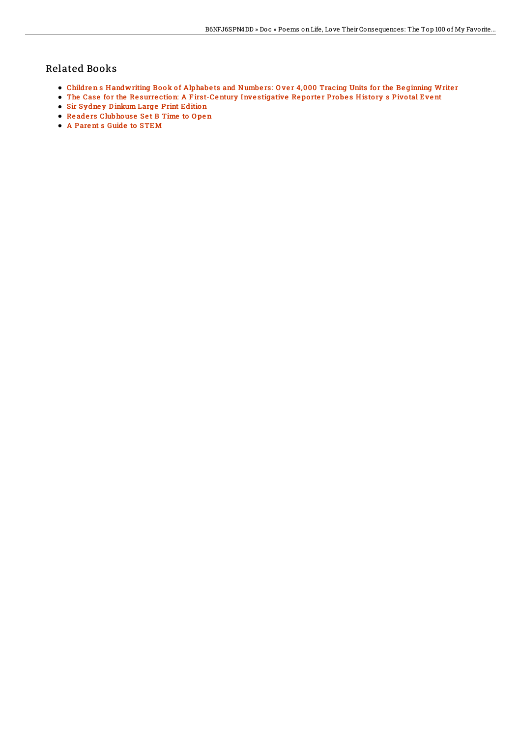## Related Books

- Children s Handwriting Book of Alphabets and Numbers: Over 4,000 Tracing Units for the Beginning Writer
- The Case for the Resurrection: A First-Century Investigative Reporter Probes History s Pivotal Event
- Sir Sydney Dinkum Large Print Edition
- Readers Clubhouse Set B Time to Open
- A Parent s Guide to STEM